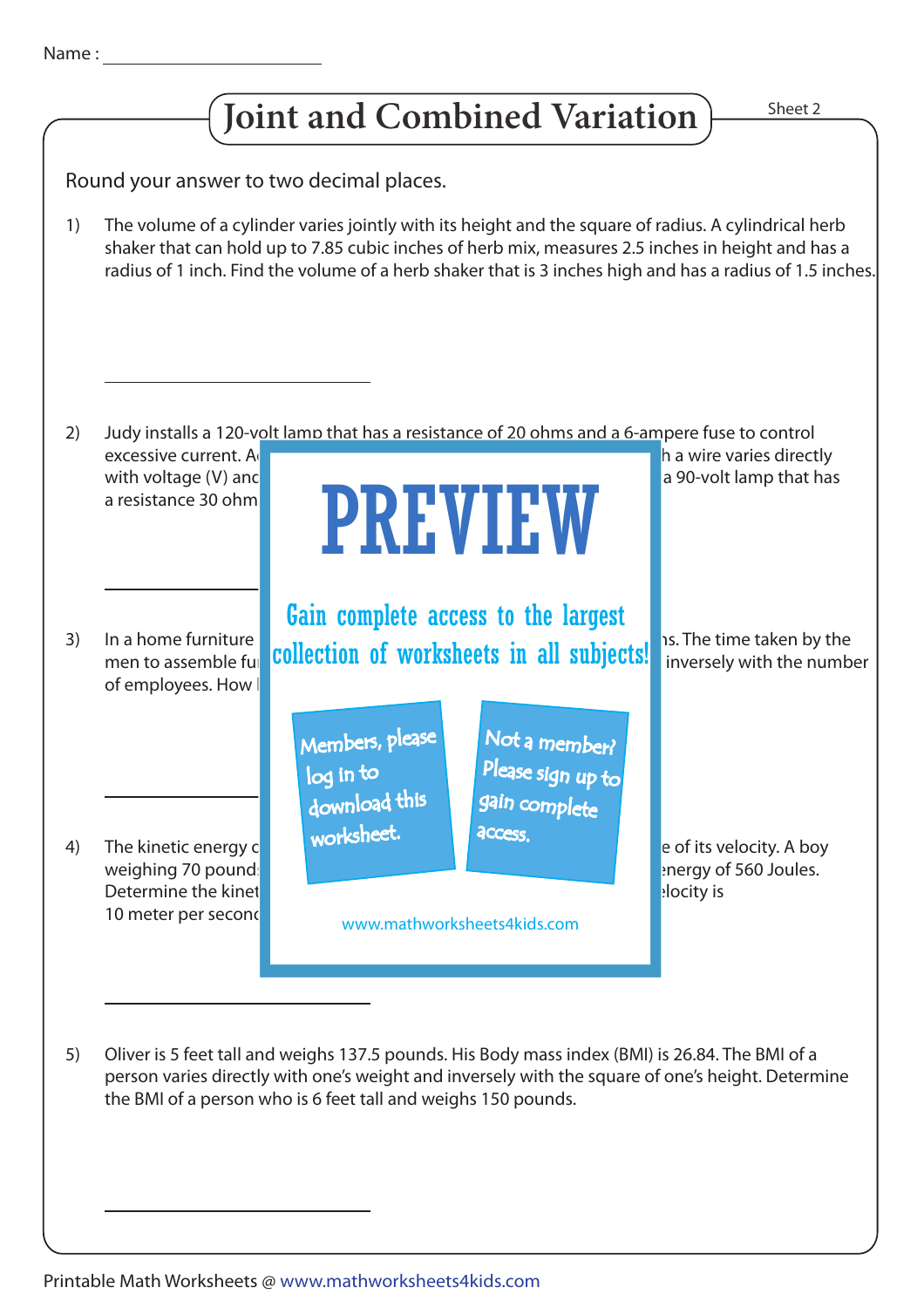Name : ____________________

# Joint and Combined Variation

Sheet 2

Round your answer to two decimal places.

1) The volume of a cylinder varies jointly with its height and the square of radius. A cylindrical herb shaker that can hold up to 7.85 cubic inches of herb mix, measures 2.5 inches in height and has a radius of 1 inch. Find the volume of a herb shaker that is 3 inches high and has a radius of 1.5 inches.

____________________

2) Judy installs a 120-volt lamp that has a resistance of 20 ohms and a 6-ampere fuse to control excessive current. A ... h a wire varies directly with voltage (V) and ... a 90-volt lamp that has a resistance 30 ohm...

____________________

3) In a home furniture ... ns. The time taken by the men to assemble fu... inversely with the number of employees. How l...

____________________

4) The kinetic energy o... e of its velocity. A boy weighing 70 pound... energy of 560 Joules. Determine the kinet... elocity is 10 meter per second...

PREVIEW

Gain complete access to the largest collection of worksheets in all subjects!

Members, please log in to download this worksheet.

Not a member? Please sign up to gain complete access.

www.mathworksheets4kids.com

____________________

5) Oliver is 5 feet tall and weighs 137.5 pounds. His Body mass index (BMI) is 26.84. The BMI of a person varies directly with one's weight and inversely with the square of one's height. Determine the BMI of a person who is 6 feet tall and weighs 150 pounds.

____________________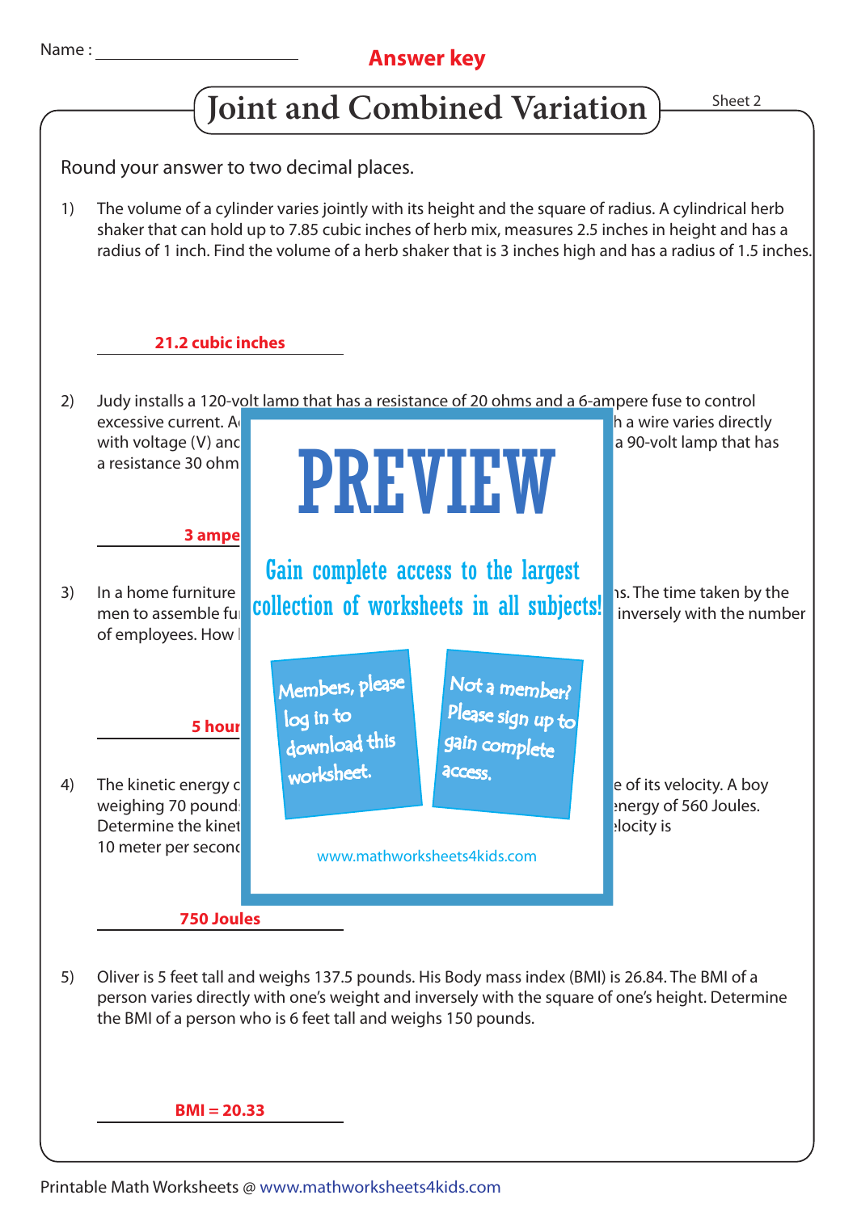Name :

**Answer key**

# Joint and Combined Variation

Sheet 2

Round your answer to two decimal places.

1) The volume of a cylinder varies jointly with its height and the square of radius. A cylindrical herb shaker that can hold up to 7.85 cubic inches of herb mix, measures 2.5 inches in height and has a radius of 1 inch. Find the volume of a herb shaker that is 3 inches high and has a radius of 1.5 inches.

**21.2 cubic inches**

2) Judy installs a 120-volt lamp that has a resistance of 20 ohms and a 6-ampere fuse to control excessive current. A ... h a wire varies directly with voltage (V) and ... a 90-volt lamp that has a resistance 30 ohm...

**3 ampe...**

PREVIEW

Gain complete access to the largest collection of worksheets in all subjects!

Members, please log in to download this worksheet.

Not a member? Please sign up to gain complete access.

www.mathworksheets4kids.com

3) In a home furniture ... ns. The time taken by the men to assemble fu... inversely with the number of employees. How ...

**5 hour...**

4) The kinetic energy c... e of its velocity. A boy weighing 70 pound... nergy of 560 Joules. Determine the kinet... locity is 10 meter per second...

**750 Joules**

5) Oliver is 5 feet tall and weighs 137.5 pounds. His Body mass index (BMI) is 26.84. The BMI of a person varies directly with one's weight and inversely with the square of one's height. Determine the BMI of a person who is 6 feet tall and weighs 150 pounds.

**BMI = 20.33**

Printable Math Worksheets @ www.mathworksheets4kids.com